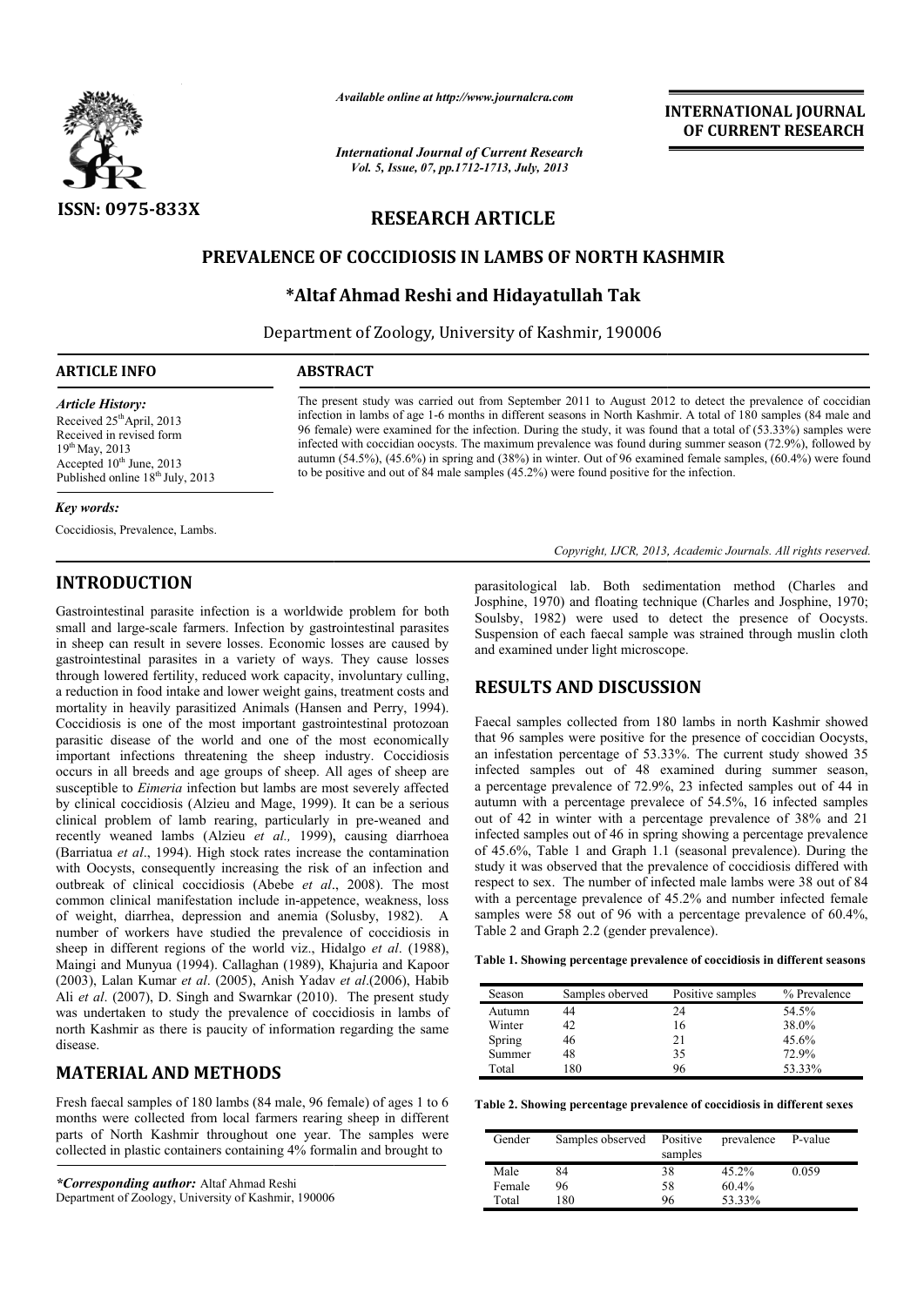ISSN: 0975-833X

*Available online at http://www.journalcra.com*

*International Journal of Current Research*
*Vol. 5, Issue, 07, pp.1712-1713, July, 2013*

**INTERNATIONAL JOURNAL OF CURRENT RESEARCH**

## RESEARCH ARTICLE

# PREVALENCE OF COCCIDIOSIS IN LAMBS OF NORTH KASHMIR

### *Altaf Ahmad Reshi and Hidayatullah Tak

Department of Zoology, University of Kashmir, 190006

**ARTICLE INFO**

*Article History:*
Received 25th April, 2013
Received in revised form
19th May, 2013
Accepted 10th June, 2013
Published online 18th July, 2013

*Key words:*
Coccidiosis, Prevalence, Lambs.

**ABSTRACT**

The present study was carried out from September 2011 to August 2012 to detect the prevalence of coccidian infection in lambs of age 1-6 months in different seasons in North Kashmir. A total of 180 samples (84 male and 96 female) were examined for the infection. During the study, it was found that a total of (53.33%) samples were infected with coccidian oocysts. The maximum prevalence was found during summer season (72.9%), followed by autumn (54.5%), (45.6%) in spring and (38%) in winter. Out of 96 examined female samples, (60.4%) were found to be positive and out of 84 male samples (45.2%) were found positive for the infection.

*Copyright, IJCR, 2013, Academic Journals. All rights reserved.*

## INTRODUCTION

Gastrointestinal parasite infection is a worldwide problem for both small and large-scale farmers. Infection by gastrointestinal parasites in sheep can result in severe losses. Economic losses are caused by gastrointestinal parasites in a variety of ways. They cause losses through lowered fertility, reduced work capacity, involuntary culling, a reduction in food intake and lower weight gains, treatment costs and mortality in heavily parasitized Animals (Hansen and Perry, 1994). Coccidiosis is one of the most important gastrointestinal protozoan parasitic disease of the world and one of the most economically important infections threatening the sheep industry. Coccidiosis occurs in all breeds and age groups of sheep. All ages of sheep are susceptible to *Eimeria* infection but lambs are most severely affected by clinical coccidiosis (Alzieu and Mage, 1999). It can be a serious clinical problem of lamb rearing, particularly in pre-weaned and recently weaned lambs (Alzieu *et al.,* 1999), causing diarrhoea (Barriatua *et al*., 1994). High stock rates increase the contamination with Oocysts, consequently increasing the risk of an infection and outbreak of clinical coccidiosis (Abebe *et al*., 2008). The most common clinical manifestation include in-appetence, weakness, loss of weight, diarrhea, depression and anemia (Solusby, 1982). A number of workers have studied the prevalence of coccidiosis in sheep in different regions of the world viz., Hidalgo *et al*. (1988), Maingi and Munyua (1994). Callaghan (1989), Khajuria and Kapoor (2003), Lalan Kumar *et al*. (2005), Anish Yadav *et al*.(2006), Habib Ali *et al*. (2007), D. Singh and Swarnkar (2010). The present study was undertaken to study the prevalence of coccidiosis in lambs of north Kashmir as there is paucity of information regarding the same disease.

## MATERIAL AND METHODS

Fresh faecal samples of 180 lambs (84 male, 96 female) of ages 1 to 6 months were collected from local farmers rearing sheep in different parts of North Kashmir throughout one year. The samples were collected in plastic containers containing 4% formalin and brought to parasitological lab. Both sedimentation method (Charles and Josphine, 1970) and floating technique (Charles and Josphine, 1970; Soulsby, 1982) were used to detect the presence of Oocysts. Suspension of each faecal sample was strained through muslin cloth and examined under light microscope.

## RESULTS AND DISCUSSION

Faecal samples collected from 180 lambs in north Kashmir showed that 96 samples were positive for the presence of coccidian Oocysts, an infestation percentage of 53.33%. The current study showed 35 infected samples out of 48 examined during summer season, a percentage prevalence of 72.9%, 23 infected samples out of 44 in autumn with a percentage prevalece of 54.5%, 16 infected samples out of 42 in winter with a percentage prevalence of 38% and 21 infected samples out of 46 in spring showing a percentage prevalence of 45.6%, Table 1 and Graph 1.1 (seasonal prevalence). During the study it was observed that the prevalence of coccidiosis differed with respect to sex. The number of infected male lambs were 38 out of 84 with a percentage prevalence of 45.2% and number infected female samples were 58 out of 96 with a percentage prevalence of 60.4%, Table 2 and Graph 2.2 (gender prevalence).

**Table 1. Showing percentage prevalence of coccidiosis in different seasons**

| Season | Samples oberved | Positive samples | % Prevalence |
|---|---|---|---|
| Autumn | 44 | 24 | 54.5% |
| Winter | 42 | 16 | 38.0% |
| Spring | 46 | 21 | 45.6% |
| Summer | 48 | 35 | 72.9% |
| Total | 180 | 96 | 53.33% |

**Table 2. Showing percentage prevalence of coccidiosis in different sexes**

| Gender | Samples observed | Positive samples | prevalence | P-value |
|---|---|---|---|---|
| Male | 84 | 38 | 45.2% | 0.059 |
| Female | 96 | 58 | 60.4% | |
| Total | 180 | 96 | 53.33% | |

*\*Corresponding author:* Altaf Ahmad Reshi
Department of Zoology, University of Kashmir, 190006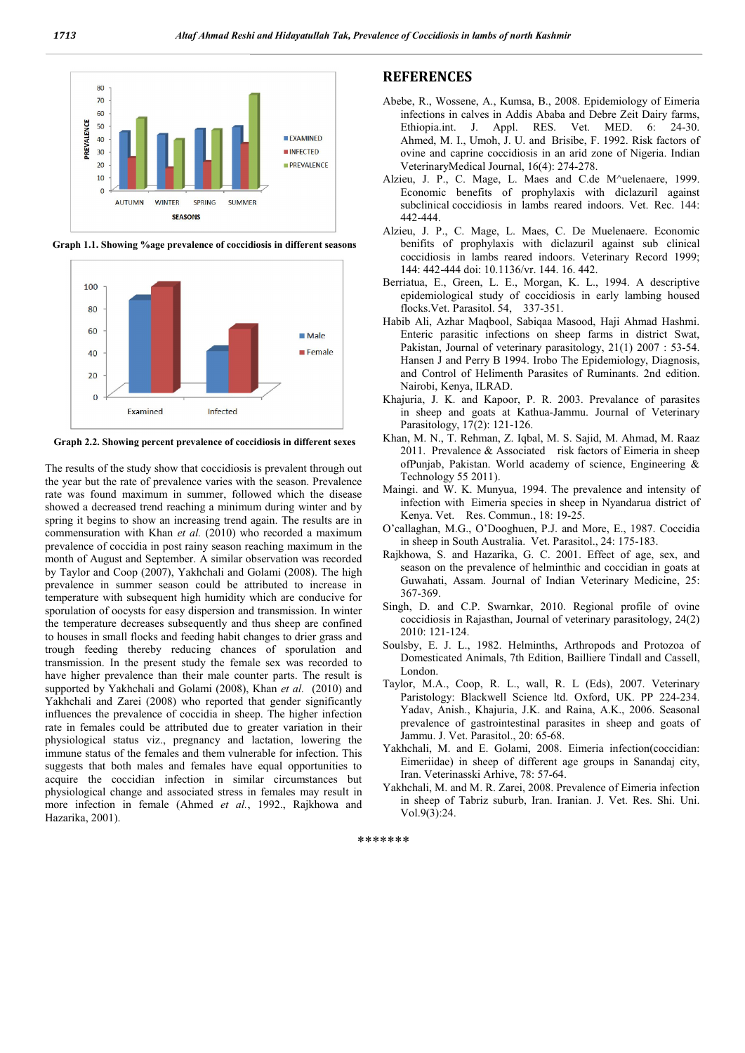80
70
60
50
40
30
20
10
0

PREVALENCE

AUTUMN WINTER SPRING SUMMER

SEASONS

EXAMINED
INFECTED
PREVALENCE

**Graph 1.1. Showing %age prevalence of coccidiosis in different seasons**

100
80
60
40
20
0

Examined Infected

Male
Female

**Graph 2.2. Showing percent prevalence of coccidiosis in different sexes**

The results of the study show that coccidiosis is prevalent through out the year but the rate of prevalence varies with the season. Prevalence rate was found maximum in summer, followed which the disease showed a decreased trend reaching a minimum during winter and by spring it begins to show an increasing trend again. The results are in commensuration with Khan *et al.* (2010) who recorded a maximum prevalence of coccidia in post rainy season reaching maximum in the month of August and September. A similar observation was recorded by Taylor and Coop (2007), Yakhchali and Golami (2008). The high prevalence in summer season could be attributed to increase in temperature with subsequent high humidity which are conducive for sporulation of oocysts for easy dispersion and transmission. In winter the temperature decreases subsequently and thus sheep are confined to houses in small flocks and feeding habit changes to drier grass and trough feeding thereby reducing chances of sporulation and transmission. In the present study the female sex was recorded to have higher prevalence than their male counter parts. The result is supported by Yakhchali and Golami (2008), Khan *et al.* (2010) and Yakhchali and Zarei (2008) who reported that gender significantly influences the prevalence of coccidia in sheep. The higher infection rate in females could be attributed due to greater variation in their physiological status viz., pregnancy and lactation, lowering the immune status of the females and them vulnerable for infection. This suggests that both males and females have equal opportunities to acquire the coccidian infection in similar circumstances but physiological change and associated stress in females may result in more infection in female (Ahmed *et al.*, 1992., Rajkhowa and Hazarika, 2001).

## REFERENCES

Abebe, R., Wossene, A., Kumsa, B., 2008. Epidemiology of Eimeria infections in calves in Addis Ababa and Debre Zeit Dairy farms, Ethiopia.int. J. Appl. RES. Vet. MED. 6: 24-30. Ahmed, M. I., Umoh, J. U. and Brisibe, F. 1992. Risk factors of ovine and caprine coccidiosis in an arid zone of Nigeria. Indian VeterinaryMedical Journal, 16(4): 274-278.

Alzieu, J. P., C. Mage, L. Maes and C.de M^uelenaere, 1999. Economic benefits of prophylaxis with diclazuril against subclinical coccidiosis in lambs reared indoors. Vet. Rec. 144: 442-444.

Alzieu, J. P., C. Mage, L. Maes, C. De Muelenaere. Economic benifits of prophylaxis with diclazuril against sub clinical coccidiosis in lambs reared indoors. Veterinary Record 1999; 144: 442-444 doi: 10.1136/vr. 144. 16. 442.

Berriatua, E., Green, L. E., Morgan, K. L., 1994. A descriptive epidemiological study of coccidiosis in early lambing housed flocks.Vet. Parasitol. 54, 337-351.

Habib Ali, Azhar Maqbool, Sabiqaa Masood, Haji Ahmad Hashmi. Enteric parasitic infections on sheep farms in district Swat, Pakistan, Journal of veterinary parasitology, 21(1) 2007 : 53-54. Hansen J and Perry B 1994. Irobo The Epidemiology, Diagnosis, and Control of Helimenth Parasites of Ruminants. 2nd edition. Nairobi, Kenya, ILRAD.

Khajuria, J. K. and Kapoor, P. R. 2003. Prevalance of parasites in sheep and goats at Kathua-Jammu. Journal of Veterinary Parasitology, 17(2): 121-126.

Khan, M. N., T. Rehman, Z. Iqbal, M. S. Sajid, M. Ahmad, M. Raaz 2011. Prevalence & Associated risk factors of Eimeria in sheep ofPunjab, Pakistan. World academy of science, Engineering & Technology 55 2011).

Maingi. and W. K. Munyua, 1994. The prevalence and intensity of infection with Eimeria species in sheep in Nyandarua district of Kenya. Vet. Res. Commun., 18: 19-25.

O'callaghan, M.G., O'Dooghuen, P.J. and More, E., 1987. Coccidia in sheep in South Australia. Vet. Parasitol., 24: 175-183.

Rajkhowa, S. and Hazarika, G. C. 2001. Effect of age, sex, and season on the prevalence of helminthic and coccidian in goats at Guwahati, Assam. Journal of Indian Veterinary Medicine, 25: 367-369.

Singh, D. and C.P. Swarnkar, 2010. Regional profile of ovine coccidiosis in Rajasthan, Journal of veterinary parasitology, 24(2) 2010: 121-124.

Soulsby, E. J. L., 1982. Helminths, Arthropods and Protozoa of Domesticated Animals, 7th Edition, Bailliere Tindall and Cassell, London.

Taylor, M.A., Coop, R. L., wall, R. L (Eds), 2007. Veterinary Paristology: Blackwell Science ltd. Oxford, UK. PP 224-234. Yadav, Anish., Khajuria, J.K. and Raina, A.K., 2006. Seasonal prevalence of gastrointestinal parasites in sheep and goats of Jammu. J. Vet. Parasitol., 20: 65-68.

Yakhchali, M. and E. Golami, 2008. Eimeria infection(coccidian: Eimeriidae) in sheep of different age groups in Sanandaj city, Iran. Veterinasski Arhive, 78: 57-64.

Yakhchali, M. and M. R. Zarei, 2008. Prevalence of Eimeria infection in sheep of Tabriz suburb, Iran. Iranian. J. Vet. Res. Shi. Uni. Vol.9(3):24.

\*\*\*\*\*\*\*